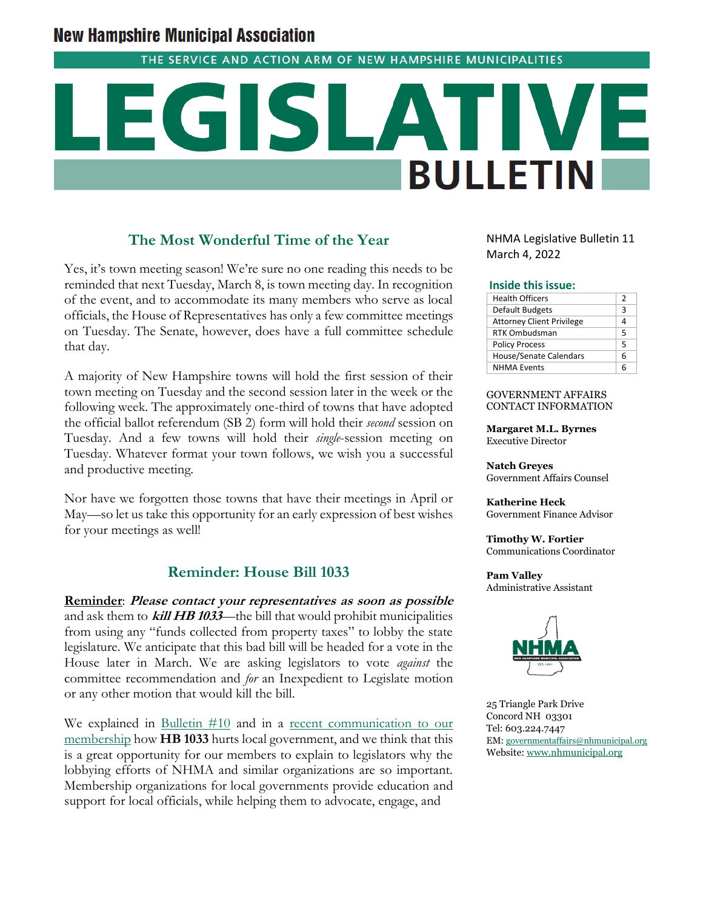# New Hampshire Municipal Association

THE SERVICE AND ACTION ARM OF NEW HAMPSHIRE MUNICIPALITIES

# LEGISLATIVE BULLETIN

NHMA Legislative Bulletin 11
March 4, 2022

**Inside this issue:**

| | |
|---|---|
| Health Officers | 2 |
| Default Budgets | 3 |
| Attorney Client Privilege | 4 |
| RTK Ombudsman | 5 |
| Policy Process | 5 |
| House/Senate Calendars | 6 |
| NHMA Events | 6 |

GOVERNMENT AFFAIRS CONTACT INFORMATION

**Margaret M.L. Byrnes**
Executive Director

**Natch Greyes**
Government Affairs Counsel

**Katherine Heck**
Government Finance Advisor

**Timothy W. Fortier**
Communications Coordinator

**Pam Valley**
Administrative Assistant

25 Triangle Park Drive
Concord NH 03301
Tel: 603.224.7447
EM: governmentaffairs@nhmunicipal.org
Website: www.nhmunicipal.org

## The Most Wonderful Time of the Year

Yes, it's town meeting season! We're sure no one reading this needs to be reminded that next Tuesday, March 8, is town meeting day. In recognition of the event, and to accommodate its many members who serve as local officials, the House of Representatives has only a few committee meetings on Tuesday. The Senate, however, does have a full committee schedule that day.

A majority of New Hampshire towns will hold the first session of their town meeting on Tuesday and the second session later in the week or the following week. The approximately one-third of towns that have adopted the official ballot referendum (SB 2) form will hold their *second* session on Tuesday. And a few towns will hold their *single*-session meeting on Tuesday. Whatever format your town follows, we wish you a successful and productive meeting.

Nor have we forgotten those towns that have their meetings in April or May—so let us take this opportunity for an early expression of best wishes for your meetings as well!

## Reminder: House Bill 1033

**Reminder**: ***Please contact your representatives as soon as possible*** and ask them to ***kill HB 1033***—the bill that would prohibit municipalities from using any "funds collected from property taxes" to lobby the state legislature. We anticipate that this bad bill will be headed for a vote in the House later in March. We are asking legislators to vote *against* the committee recommendation and *for* an Inexpedient to Legislate motion or any other motion that would kill the bill.

We explained in Bulletin #10 and in a recent communication to our membership how **HB 1033** hurts local government, and we think that this is a great opportunity for our members to explain to legislators why the lobbying efforts of NHMA and similar organizations are so important. Membership organizations for local governments provide education and support for local officials, while helping them to advocate, engage, and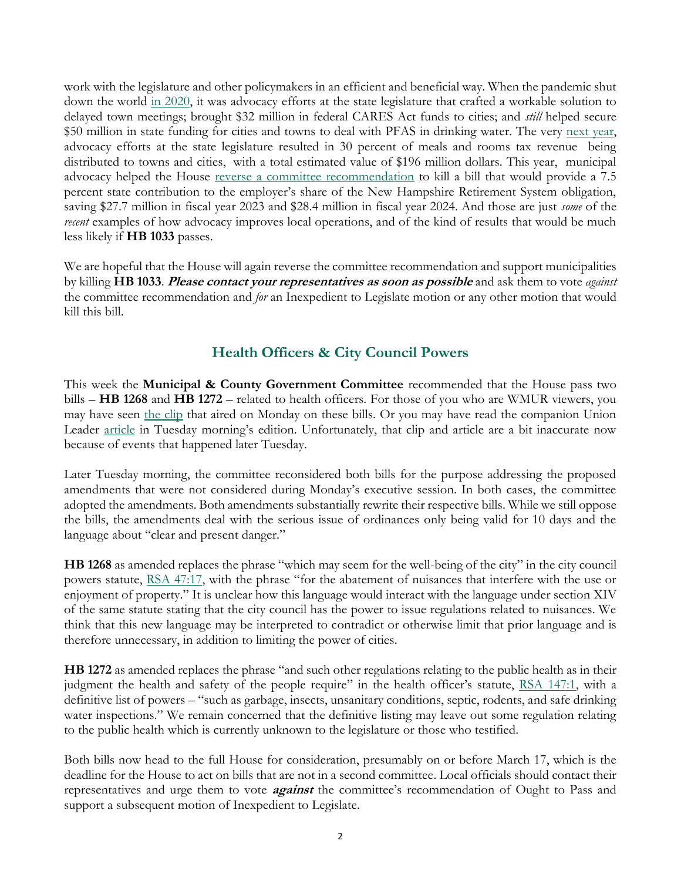work with the legislature and other policymakers in an efficient and beneficial way. When the pandemic shut down the world in 2020, it was advocacy efforts at the state legislature that crafted a workable solution to delayed town meetings; brought $32 million in federal CARES Act funds to cities; and *still* helped secure $50 million in state funding for cities and towns to deal with PFAS in drinking water. The very next year, advocacy efforts at the state legislature resulted in 30 percent of meals and rooms tax revenue being distributed to towns and cities, with a total estimated value of $196 million dollars. This year, municipal advocacy helped the House reverse a committee recommendation to kill a bill that would provide a 7.5 percent state contribution to the employer's share of the New Hampshire Retirement System obligation, saving $27.7 million in fiscal year 2023 and $28.4 million in fiscal year 2024. And those are just *some* of the *recent* examples of how advocacy improves local operations, and of the kind of results that would be much less likely if **HB 1033** passes.

We are hopeful that the House will again reverse the committee recommendation and support municipalities by killing **HB 1033**. ***Please contact your representatives as soon as possible*** and ask them to vote *against* the committee recommendation and *for* an Inexpedient to Legislate motion or any other motion that would kill this bill.

## Health Officers & City Council Powers

This week the **Municipal & County Government Committee** recommended that the House pass two bills – **HB 1268** and **HB 1272** – related to health officers. For those of you who are WMUR viewers, you may have seen the clip that aired on Monday on these bills. Or you may have read the companion Union Leader article in Tuesday morning's edition. Unfortunately, that clip and article are a bit inaccurate now because of events that happened later Tuesday.

Later Tuesday morning, the committee reconsidered both bills for the purpose addressing the proposed amendments that were not considered during Monday's executive session. In both cases, the committee adopted the amendments. Both amendments substantially rewrite their respective bills. While we still oppose the bills, the amendments deal with the serious issue of ordinances only being valid for 10 days and the language about "clear and present danger."

**HB 1268** as amended replaces the phrase "which may seem for the well-being of the city" in the city council powers statute, RSA 47:17, with the phrase "for the abatement of nuisances that interfere with the use or enjoyment of property." It is unclear how this language would interact with the language under section XIV of the same statute stating that the city council has the power to issue regulations related to nuisances. We think that this new language may be interpreted to contradict or otherwise limit that prior language and is therefore unnecessary, in addition to limiting the power of cities.

**HB 1272** as amended replaces the phrase "and such other regulations relating to the public health as in their judgment the health and safety of the people require" in the health officer's statute, RSA 147:1, with a definitive list of powers – "such as garbage, insects, unsanitary conditions, septic, rodents, and safe drinking water inspections." We remain concerned that the definitive listing may leave out some regulation relating to the public health which is currently unknown to the legislature or those who testified.

Both bills now head to the full House for consideration, presumably on or before March 17, which is the deadline for the House to act on bills that are not in a second committee. Local officials should contact their representatives and urge them to vote ***against*** the committee's recommendation of Ought to Pass and support a subsequent motion of Inexpedient to Legislate.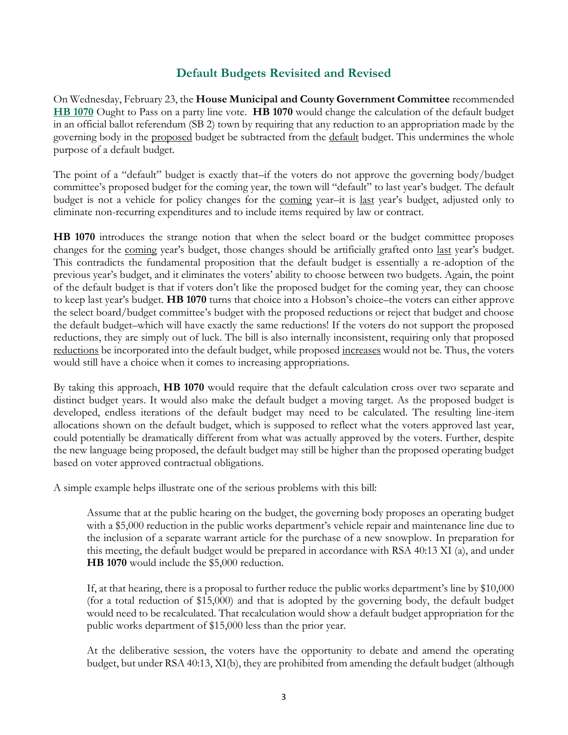## Default Budgets Revisited and Revised

On Wednesday, February 23, the **House Municipal and County Government Committee** recommended **HB 1070** Ought to Pass on a party line vote. **HB 1070** would change the calculation of the default budget in an official ballot referendum (SB 2) town by requiring that any reduction to an appropriation made by the governing body in the proposed budget be subtracted from the default budget. This undermines the whole purpose of a default budget.

The point of a "default" budget is exactly that–if the voters do not approve the governing body/budget committee's proposed budget for the coming year, the town will "default" to last year's budget. The default budget is not a vehicle for policy changes for the coming year–it is last year's budget, adjusted only to eliminate non-recurring expenditures and to include items required by law or contract.

**HB 1070** introduces the strange notion that when the select board or the budget committee proposes changes for the coming year's budget, those changes should be artificially grafted onto last year's budget. This contradicts the fundamental proposition that the default budget is essentially a re-adoption of the previous year's budget, and it eliminates the voters' ability to choose between two budgets. Again, the point of the default budget is that if voters don't like the proposed budget for the coming year, they can choose to keep last year's budget. **HB 1070** turns that choice into a Hobson's choice–the voters can either approve the select board/budget committee's budget with the proposed reductions or reject that budget and choose the default budget–which will have exactly the same reductions! If the voters do not support the proposed reductions, they are simply out of luck. The bill is also internally inconsistent, requiring only that proposed reductions be incorporated into the default budget, while proposed increases would not be. Thus, the voters would still have a choice when it comes to increasing appropriations.

By taking this approach, **HB 1070** would require that the default calculation cross over two separate and distinct budget years. It would also make the default budget a moving target. As the proposed budget is developed, endless iterations of the default budget may need to be calculated. The resulting line-item allocations shown on the default budget, which is supposed to reflect what the voters approved last year, could potentially be dramatically different from what was actually approved by the voters. Further, despite the new language being proposed, the default budget may still be higher than the proposed operating budget based on voter approved contractual obligations.

A simple example helps illustrate one of the serious problems with this bill:

> Assume that at the public hearing on the budget, the governing body proposes an operating budget with a $5,000 reduction in the public works department's vehicle repair and maintenance line due to the inclusion of a separate warrant article for the purchase of a new snowplow. In preparation for this meeting, the default budget would be prepared in accordance with RSA 40:13 XI (a), and under **HB 1070** would include the $5,000 reduction.
>
> If, at that hearing, there is a proposal to further reduce the public works department's line by $10,000 (for a total reduction of $15,000) and that is adopted by the governing body, the default budget would need to be recalculated. That recalculation would show a default budget appropriation for the public works department of $15,000 less than the prior year.
>
> At the deliberative session, the voters have the opportunity to debate and amend the operating budget, but under RSA 40:13, XI(b), they are prohibited from amending the default budget (although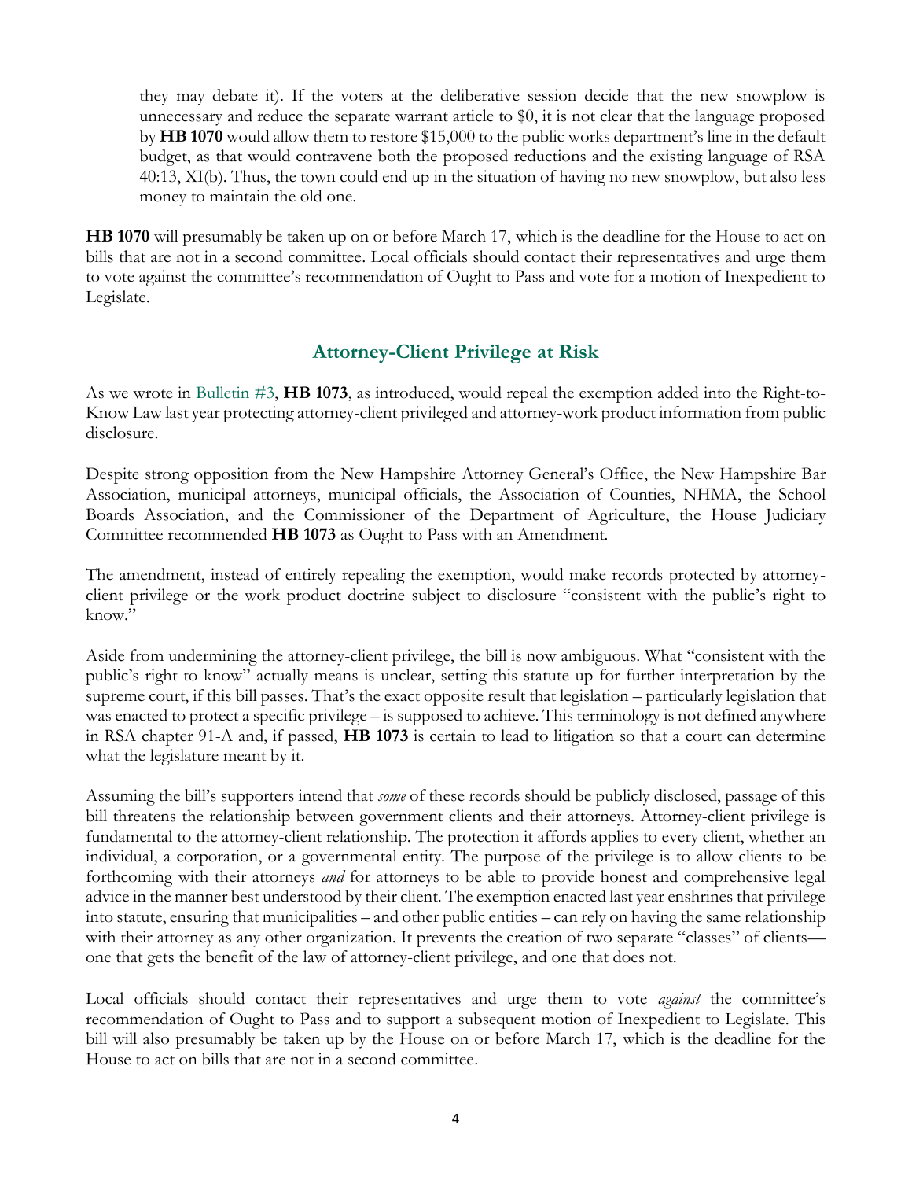they may debate it). If the voters at the deliberative session decide that the new snowplow is unnecessary and reduce the separate warrant article to $0, it is not clear that the language proposed by **HB 1070** would allow them to restore $15,000 to the public works department's line in the default budget, as that would contravene both the proposed reductions and the existing language of RSA 40:13, XI(b). Thus, the town could end up in the situation of having no new snowplow, but also less money to maintain the old one.

**HB 1070** will presumably be taken up on or before March 17, which is the deadline for the House to act on bills that are not in a second committee. Local officials should contact their representatives and urge them to vote against the committee's recommendation of Ought to Pass and vote for a motion of Inexpedient to Legislate.

## Attorney-Client Privilege at Risk

As we wrote in Bulletin #3, **HB 1073**, as introduced, would repeal the exemption added into the Right-to-Know Law last year protecting attorney-client privileged and attorney-work product information from public disclosure.

Despite strong opposition from the New Hampshire Attorney General's Office, the New Hampshire Bar Association, municipal attorneys, municipal officials, the Association of Counties, NHMA, the School Boards Association, and the Commissioner of the Department of Agriculture, the House Judiciary Committee recommended **HB 1073** as Ought to Pass with an Amendment.

The amendment, instead of entirely repealing the exemption, would make records protected by attorney-client privilege or the work product doctrine subject to disclosure "consistent with the public's right to know."

Aside from undermining the attorney-client privilege, the bill is now ambiguous. What "consistent with the public's right to know" actually means is unclear, setting this statute up for further interpretation by the supreme court, if this bill passes. That's the exact opposite result that legislation – particularly legislation that was enacted to protect a specific privilege – is supposed to achieve. This terminology is not defined anywhere in RSA chapter 91-A and, if passed, **HB 1073** is certain to lead to litigation so that a court can determine what the legislature meant by it.

Assuming the bill's supporters intend that *some* of these records should be publicly disclosed, passage of this bill threatens the relationship between government clients and their attorneys. Attorney-client privilege is fundamental to the attorney-client relationship. The protection it affords applies to every client, whether an individual, a corporation, or a governmental entity. The purpose of the privilege is to allow clients to be forthcoming with their attorneys *and* for attorneys to be able to provide honest and comprehensive legal advice in the manner best understood by their client. The exemption enacted last year enshrines that privilege into statute, ensuring that municipalities – and other public entities – can rely on having the same relationship with their attorney as any other organization. It prevents the creation of two separate "classes" of clients—one that gets the benefit of the law of attorney-client privilege, and one that does not.

Local officials should contact their representatives and urge them to vote *against* the committee's recommendation of Ought to Pass and to support a subsequent motion of Inexpedient to Legislate. This bill will also presumably be taken up by the House on or before March 17, which is the deadline for the House to act on bills that are not in a second committee.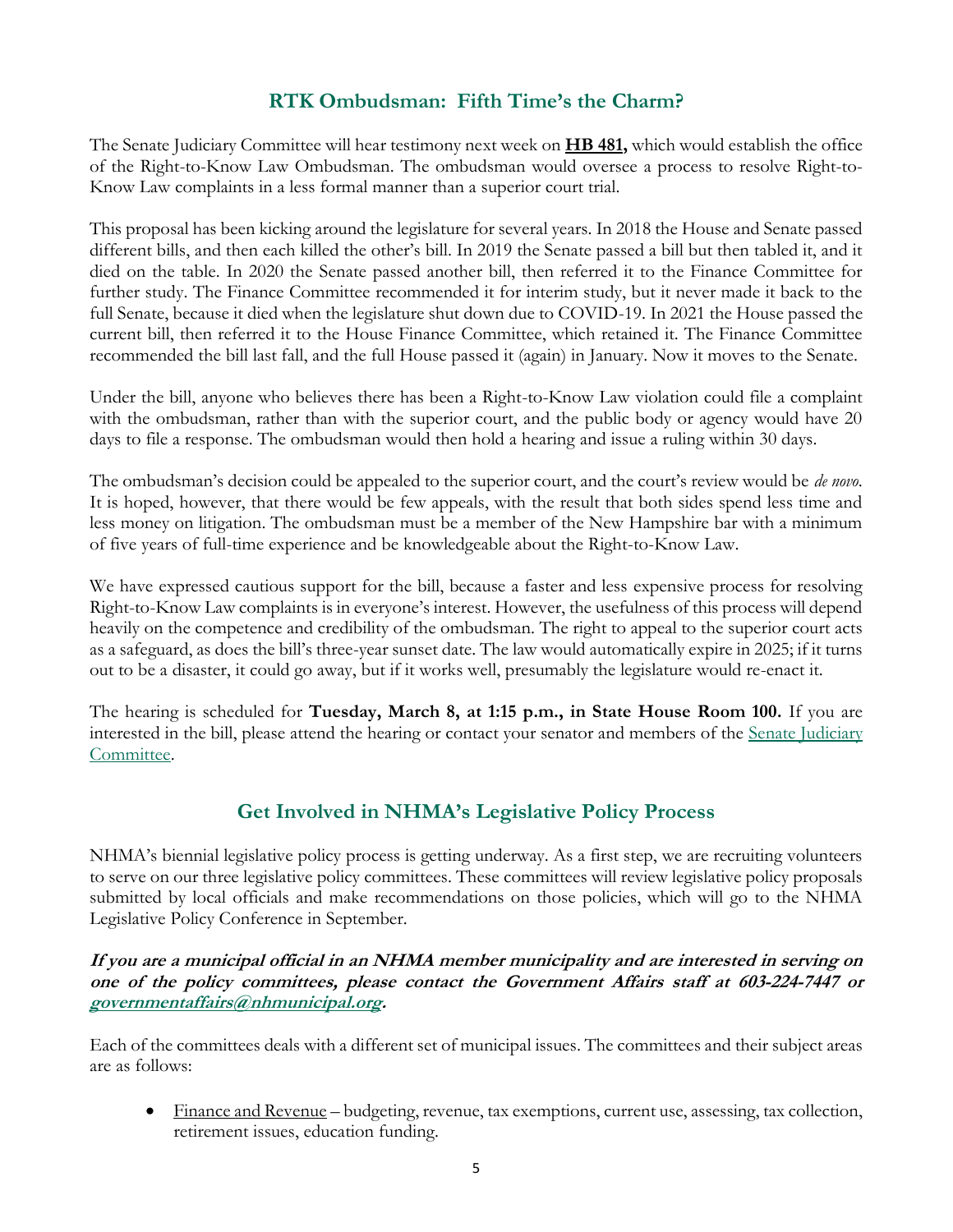## RTK Ombudsman: Fifth Time's the Charm?

The Senate Judiciary Committee will hear testimony next week on **HB 481,** which would establish the office of the Right-to-Know Law Ombudsman. The ombudsman would oversee a process to resolve Right-to-Know Law complaints in a less formal manner than a superior court trial.

This proposal has been kicking around the legislature for several years. In 2018 the House and Senate passed different bills, and then each killed the other's bill. In 2019 the Senate passed a bill but then tabled it, and it died on the table. In 2020 the Senate passed another bill, then referred it to the Finance Committee for further study. The Finance Committee recommended it for interim study, but it never made it back to the full Senate, because it died when the legislature shut down due to COVID-19. In 2021 the House passed the current bill, then referred it to the House Finance Committee, which retained it. The Finance Committee recommended the bill last fall, and the full House passed it (again) in January. Now it moves to the Senate.

Under the bill, anyone who believes there has been a Right-to-Know Law violation could file a complaint with the ombudsman, rather than with the superior court, and the public body or agency would have 20 days to file a response. The ombudsman would then hold a hearing and issue a ruling within 30 days.

The ombudsman's decision could be appealed to the superior court, and the court's review would be *de novo*. It is hoped, however, that there would be few appeals, with the result that both sides spend less time and less money on litigation. The ombudsman must be a member of the New Hampshire bar with a minimum of five years of full-time experience and be knowledgeable about the Right-to-Know Law.

We have expressed cautious support for the bill, because a faster and less expensive process for resolving Right-to-Know Law complaints is in everyone's interest. However, the usefulness of this process will depend heavily on the competence and credibility of the ombudsman. The right to appeal to the superior court acts as a safeguard, as does the bill's three-year sunset date. The law would automatically expire in 2025; if it turns out to be a disaster, it could go away, but if it works well, presumably the legislature would re-enact it.

The hearing is scheduled for **Tuesday, March 8, at 1:15 p.m., in State House Room 100.** If you are interested in the bill, please attend the hearing or contact your senator and members of the Senate Judiciary Committee.

## Get Involved in NHMA's Legislative Policy Process

NHMA's biennial legislative policy process is getting underway. As a first step, we are recruiting volunteers to serve on our three legislative policy committees. These committees will review legislative policy proposals submitted by local officials and make recommendations on those policies, which will go to the NHMA Legislative Policy Conference in September.

***If you are a municipal official in an NHMA member municipality and are interested in serving on one of the policy committees, please contact the Government Affairs staff at 603-224-7447 or governmentaffairs@nhmunicipal.org.***

Each of the committees deals with a different set of municipal issues. The committees and their subject areas are as follows:

- Finance and Revenue – budgeting, revenue, tax exemptions, current use, assessing, tax collection, retirement issues, education funding.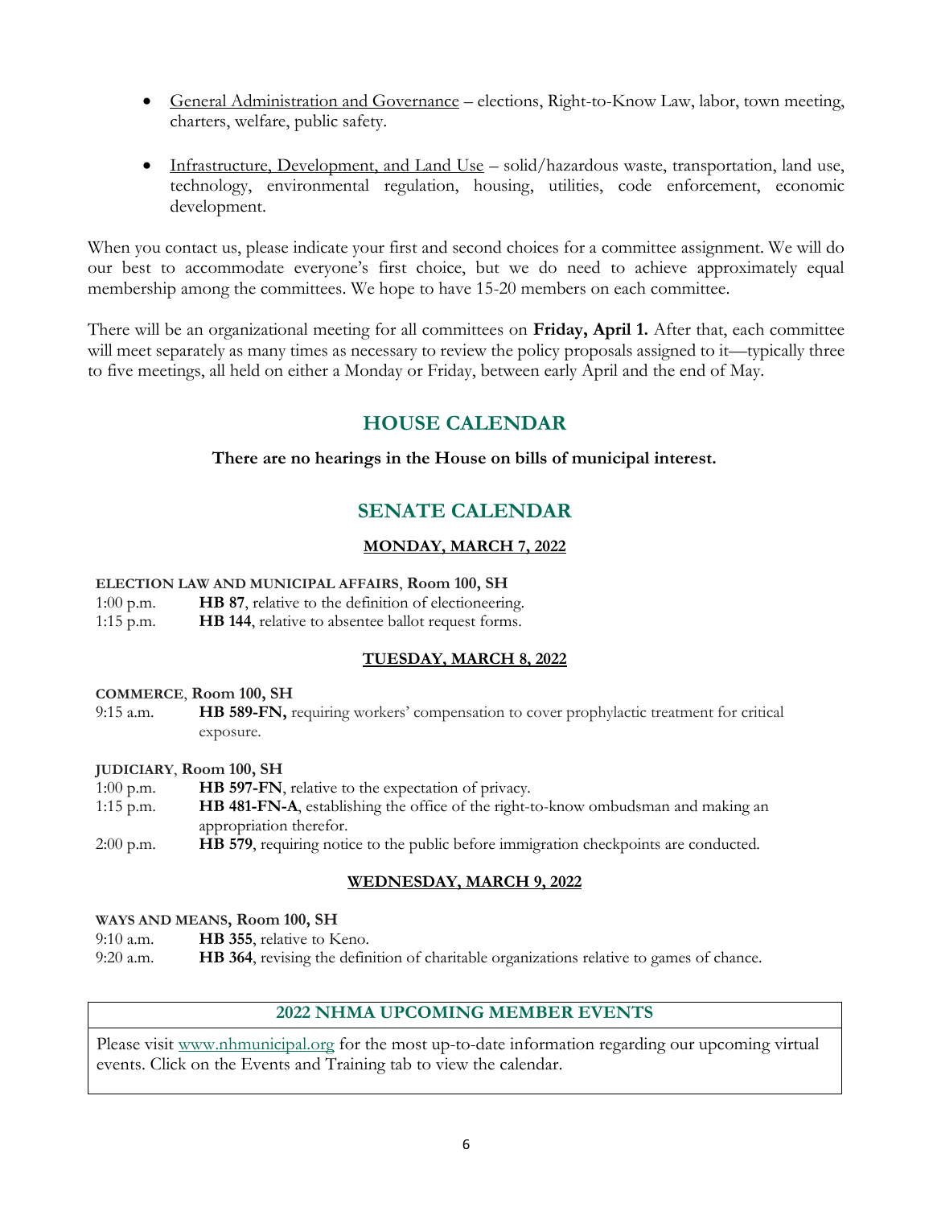- General Administration and Governance – elections, Right-to-Know Law, labor, town meeting, charters, welfare, public safety.

- Infrastructure, Development, and Land Use – solid/hazardous waste, transportation, land use, technology, environmental regulation, housing, utilities, code enforcement, economic development.

When you contact us, please indicate your first and second choices for a committee assignment. We will do our best to accommodate everyone's first choice, but we do need to achieve approximately equal membership among the committees. We hope to have 15-20 members on each committee.

There will be an organizational meeting for all committees on **Friday, April 1.** After that, each committee will meet separately as many times as necessary to review the policy proposals assigned to it—typically three to five meetings, all held on either a Monday or Friday, between early April and the end of May.

## HOUSE CALENDAR

**There are no hearings in the House on bills of municipal interest.**

## SENATE CALENDAR

### MONDAY, MARCH 7, 2022

**ELECTION LAW AND MUNICIPAL AFFAIRS, Room 100, SH**

1:00 p.m. **HB 87**, relative to the definition of electioneering.
1:15 p.m. **HB 144**, relative to absentee ballot request forms.

### TUESDAY, MARCH 8, 2022

**COMMERCE, Room 100, SH**

9:15 a.m. **HB 589-FN,** requiring workers' compensation to cover prophylactic treatment for critical exposure.

**JUDICIARY, Room 100, SH**

1:00 p.m. **HB 597-FN**, relative to the expectation of privacy.
1:15 p.m. **HB 481-FN-A**, establishing the office of the right-to-know ombudsman and making an appropriation therefor.
2:00 p.m. **HB 579**, requiring notice to the public before immigration checkpoints are conducted.

### WEDNESDAY, MARCH 9, 2022

**WAYS AND MEANS, Room 100, SH**

9:10 a.m. **HB 355**, relative to Keno.
9:20 a.m. **HB 364**, revising the definition of charitable organizations relative to games of chance.

## 2022 NHMA UPCOMING MEMBER EVENTS

Please visit www.nhmunicipal.org for the most up-to-date information regarding our upcoming virtual events. Click on the Events and Training tab to view the calendar.